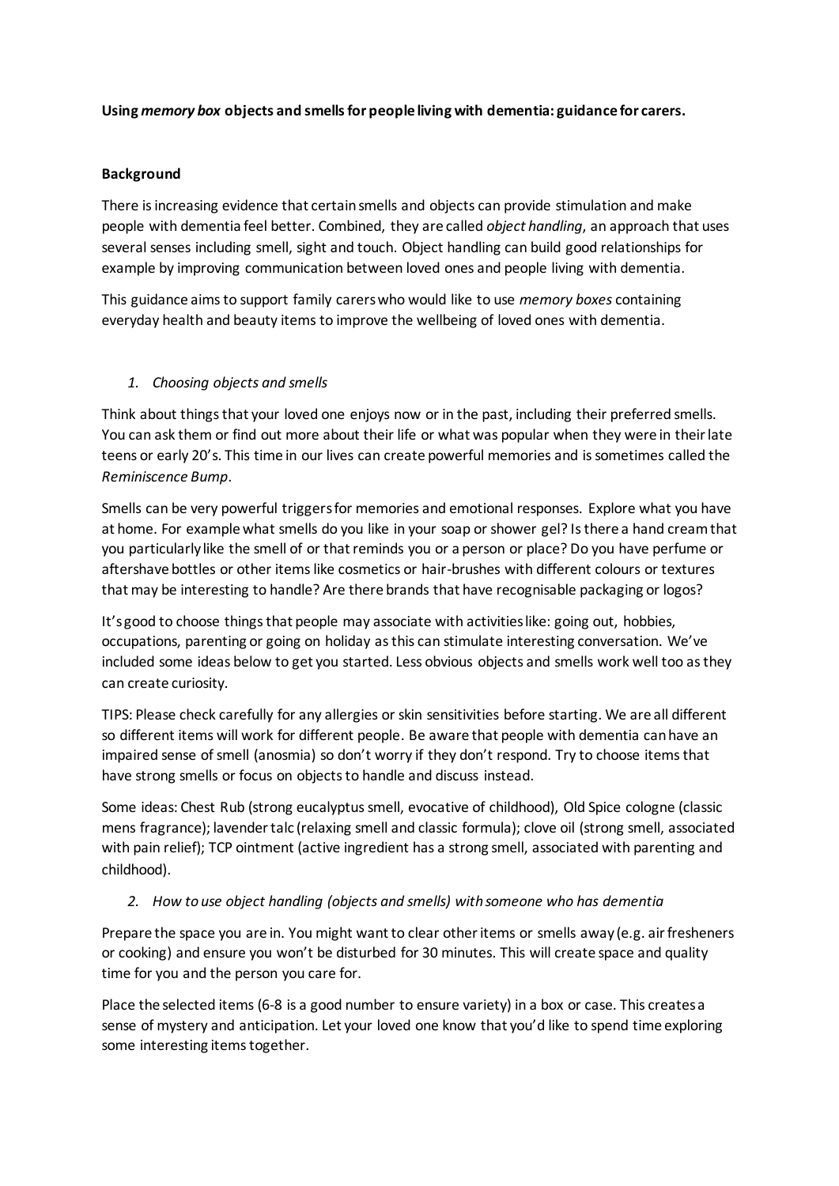**Using *memory box* objects and smells for people living with dementia: guidance for carers.**

**Background**

There is increasing evidence that certain smells and objects can provide stimulation and make people with dementia feel better. Combined, they are called *object handling*, an approach that uses several senses including smell, sight and touch. Object handling can build good relationships for example by improving communication between loved ones and people living with dementia.

This guidance aims to support family carers who would like to use *memory boxes* containing everyday health and beauty items to improve the wellbeing of loved ones with dementia.

1. *Choosing objects and smells*

Think about things that your loved one enjoys now or in the past, including their preferred smells. You can ask them or find out more about their life or what was popular when they were in their late teens or early 20's. This time in our lives can create powerful memories and is sometimes called the *Reminiscence Bump*.

Smells can be very powerful triggers for memories and emotional responses. Explore what you have at home. For example what smells do you like in your soap or shower gel? Is there a hand cream that you particularly like the smell of or that reminds you or a person or place? Do you have perfume or aftershave bottles or other items like cosmetics or hair-brushes with different colours or textures that may be interesting to handle? Are there brands that have recognisable packaging or logos?

It's good to choose things that people may associate with activities like: going out, hobbies, occupations, parenting or going on holiday as this can stimulate interesting conversation. We've included some ideas below to get you started. Less obvious objects and smells work well too as they can create curiosity.

TIPS: Please check carefully for any allergies or skin sensitivities before starting. We are all different so different items will work for different people. Be aware that people with dementia can have an impaired sense of smell (anosmia) so don't worry if they don't respond. Try to choose items that have strong smells or focus on objects to handle and discuss instead.

Some ideas: Chest Rub (strong eucalyptus smell, evocative of childhood), Old Spice cologne (classic mens fragrance); lavender talc (relaxing smell and classic formula); clove oil (strong smell, associated with pain relief); TCP ointment (active ingredient has a strong smell, associated with parenting and childhood).

2. *How to use object handling (objects and smells) with someone who has dementia*

Prepare the space you are in. You might want to clear other items or smells away (e.g. air fresheners or cooking) and ensure you won't be disturbed for 30 minutes. This will create space and quality time for you and the person you care for.

Place the selected items (6-8 is a good number to ensure variety) in a box or case. This creates a sense of mystery and anticipation. Let your loved one know that you'd like to spend time exploring some interesting items together.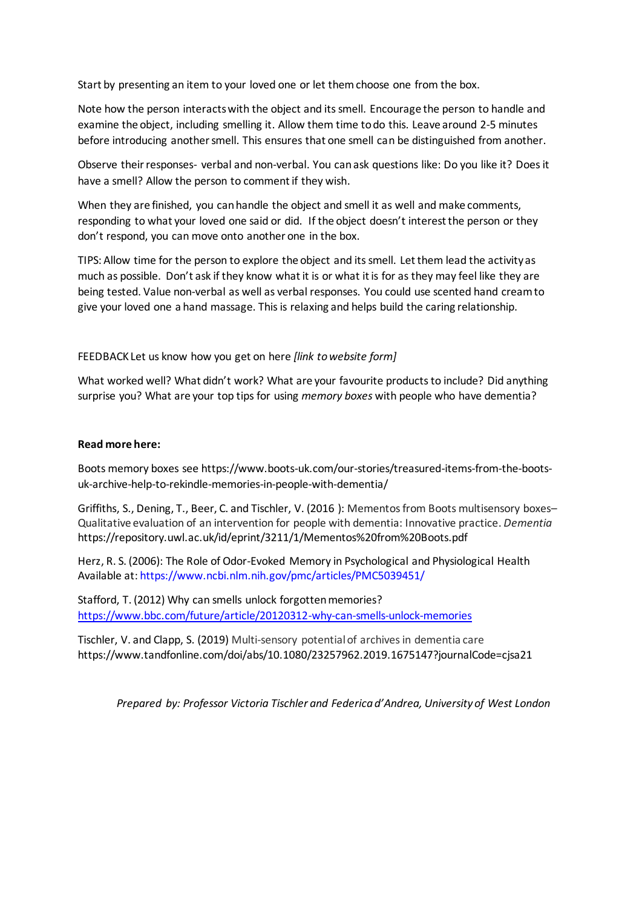Start by presenting an item to your loved one or let them choose one from the box.

Note how the person interacts with the object and its smell. Encourage the person to handle and examine the object, including smelling it. Allow them time to do this. Leave around 2-5 minutes before introducing another smell. This ensures that one smell can be distinguished from another.

Observe their responses- verbal and non-verbal. You can ask questions like: Do you like it? Does it have a smell? Allow the person to comment if they wish.

When they are finished, you can handle the object and smell it as well and make comments, responding to what your loved one said or did. If the object doesn't interest the person or they don't respond, you can move onto another one in the box.

TIPS: Allow time for the person to explore the object and its smell. Let them lead the activity as much as possible. Don't ask if they know what it is or what it is for as they may feel like they are being tested. Value non-verbal as well as verbal responses. You could use scented hand cream to give your loved one a hand massage. This is relaxing and helps build the caring relationship.

FEEDBACK Let us know how you get on here *[link to website form]*

What worked well? What didn't work? What are your favourite products to include? Did anything surprise you? What are your top tips for using *memory boxes* with people who have dementia?

**Read more here:**

Boots memory boxes see https://www.boots-uk.com/our-stories/treasured-items-from-the-boots-uk-archive-help-to-rekindle-memories-in-people-with-dementia/

Griffiths, S., Dening, T., Beer, C. and Tischler, V. (2016 ): Mementos from Boots multisensory boxes– Qualitative evaluation of an intervention for people with dementia: Innovative practice. *Dementia* https://repository.uwl.ac.uk/id/eprint/3211/1/Mementos%20from%20Boots.pdf

Herz, R. S. (2006): The Role of Odor-Evoked Memory in Psychological and Physiological Health Available at: https://www.ncbi.nlm.nih.gov/pmc/articles/PMC5039451/

Stafford, T. (2012) Why can smells unlock forgotten memories? https://www.bbc.com/future/article/20120312-why-can-smells-unlock-memories

Tischler, V. and Clapp, S. (2019) Multi-sensory potential of archives in dementia care https://www.tandfonline.com/doi/abs/10.1080/23257962.2019.1675147?journalCode=cjsa21

*Prepared by: Professor Victoria Tischler and Federica d'Andrea, University of West London*